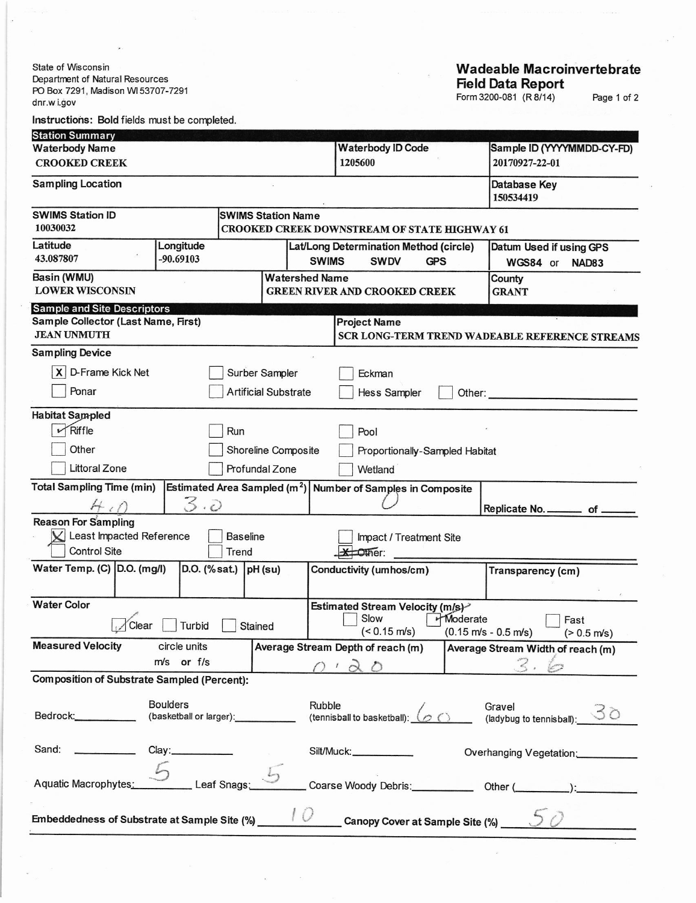State of Wisconsin
Department of Natural Resources
PO Box 7291, Madison WI 53707-7291
dnr.wi.gov

# Wadeable Macroinvertebrate Field Data Report

Form 3200-081 (R 8/14)

Instructions: **Bold** fields must be completed.

## Station Summary

| **Waterbody Name** | **Waterbody ID Code** | **Sample ID (YYYYMMDD-CY-FD)** |
|---|---|---|
| CROOKED CREEK | 1205600 | 20170927-22-01 |

| **Sampling Location** | **Database Key** |
|---|---|
| | 150534419 |

| **SWIMS Station ID** | **SWIMS Station Name** |
|---|---|
| 10030032 | CROOKED CREEK DOWNSTREAM OF STATE HIGHWAY 61 |

| **Latitude** | **Longitude** | **Lat/Long Determination Method (circle)** | **Datum Used if using GPS** |
|---|---|---|---|
| 43.087807 | -90.69103 | SWIMS SWDV GPS | WGS84 or NAD83 |

| **Basin (WMU)** | **Watershed Name** | **County** |
|---|---|---|
| LOWER WISCONSIN | GREEN RIVER AND CROOKED CREEK | GRANT |

## Sample and Site Descriptors

| **Sample Collector (Last Name, First)** | **Project Name** |
|---|---|
| JEAN UNMUTH | SCR LONG-TERM TREND WADEABLE REFERENCE STREAMS |

**Sampling Device**

- [x] D-Frame Kick Net
- [ ] Surber Sampler
- [ ] Eckman
- [ ] Ponar
- [ ] Artificial Substrate
- [ ] Hess Sampler
- [ ] Other: ______

**Habitat Sampled**

- [x] Riffle
- [ ] Run
- [ ] Pool
- [ ] Other
- [ ] Shoreline Composite
- [ ] Proportionally-Sampled Habitat
- [ ] Littoral Zone
- [ ] Profundal Zone
- [ ] Wetland

| **Total Sampling Time (min)** | **Estimated Area Sampled (m²)** | **Number of Samples in Composite** | Replicate No. ____ of ____ |
|---|---|---|---|
| 4.0 | 3.0 | 0 | |

**Reason For Sampling**

- [x] Least Impacted Reference
- [ ] Baseline
- [ ] Impact / Treatment Site
- [ ] Control Site
- [ ] Trend
- [x] ~~Other~~: ______

| **Water Temp. (C)** | **D.O. (mg/l)** | **D.O. (% sat.)** | **pH (su)** | **Conductivity (umhos/cm)** | **Transparency (cm)** |
|---|---|---|---|---|---|
| | | | | | |

**Water Color**

- [x] Clear
- [ ] Turbid
- [ ] Stained

**Estimated Stream Velocity (m/s)**

- [ ] Slow (< 0.15 m/s)
- [x] Moderate (0.15 m/s - 0.5 m/s)
- [ ] Fast (> 0.5 m/s)

| **Measured Velocity** (circle units m/s or f/s) | **Average Stream Depth of reach (m)** | **Average Stream Width of reach (m)** |
|---|---|---|
| | 0.20 | 3.6 |

**Composition of Substrate Sampled (Percent):**

- Bedrock: ______
- Boulders (basketball or larger): ______
- Rubble (tennisball to basketball): 60
- Gravel (ladybug to tennisball): 30
- Sand: ______
- Clay: ______
- Silt/Muck: ______
- Overhanging Vegetation: ______
- Aquatic Macrophytes: 5
- Leaf Snags: 5
- Coarse Woody Debris: ______
- Other (______): ______

**Embeddedness of Substrate at Sample Site (%)** 10

**Canopy Cover at Sample Site (%)** 50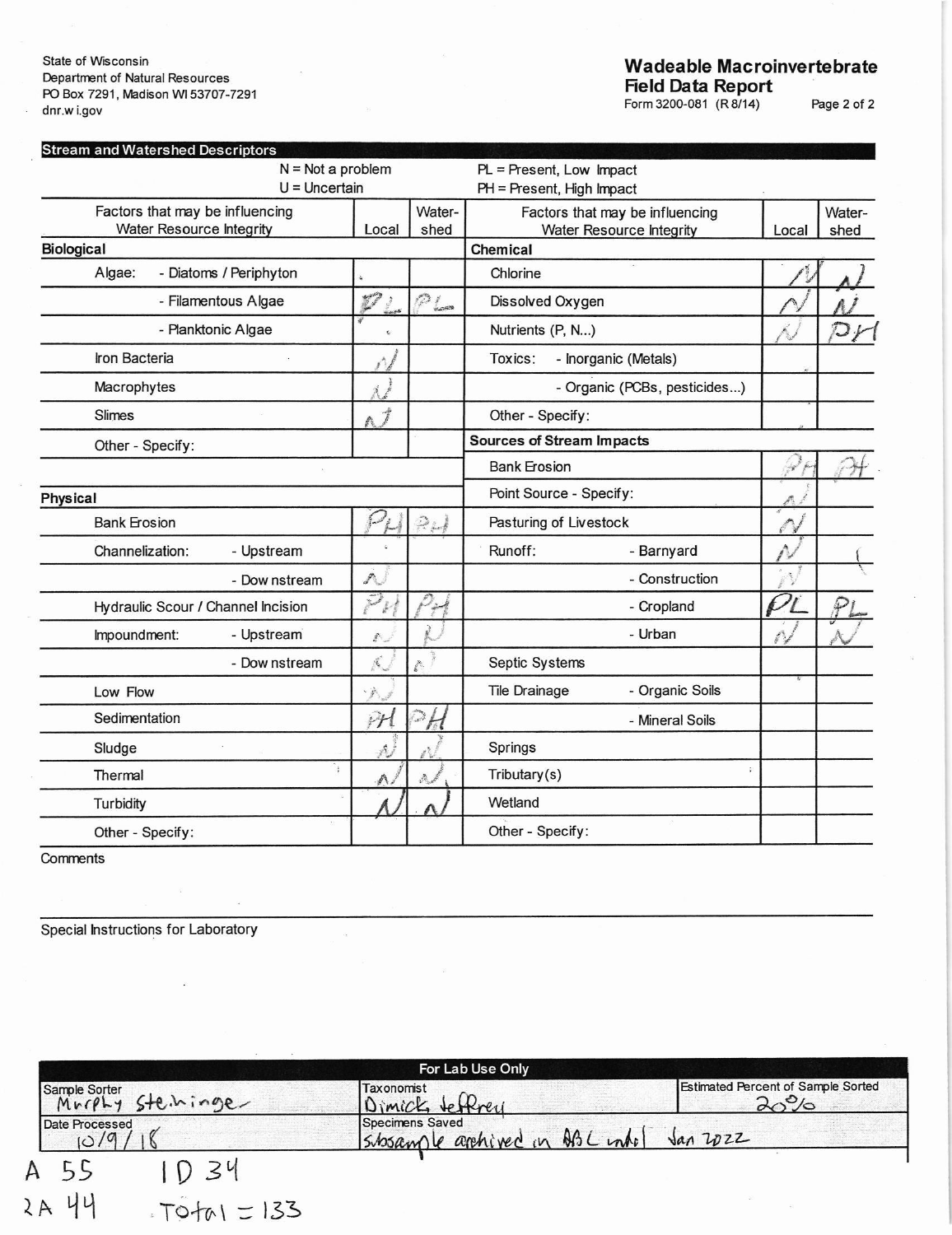State of Wisconsin
Department of Natural Resources
PO Box 7291, Madison WI 53707-7291
dnr.wi.gov

# Wadeable Macroinvertebrate Field Data Report

Form 3200-081 (R 8/14)

## Stream and Watershed Descriptors

N = Not a problem
U = Uncertain
PL = Present, Low Impact
PH = Present, High Impact

| Factors that may be influencing Water Resource Integrity | | Local | Water-shed | Factors that may be influencing Water Resource Integrity | | Local | Water-shed |
|---|---|---|---|---|---|---|---|
| **Biological** | | | | **Chemical** | | | |
| Algae: | - Diatoms / Periphyton | | | Chlorine | | N | N |
| | - Filamentous Algae | PL | PL | Dissolved Oxygen | | N | N |
| | - Planktonic Algae | | | Nutrients (P, N...) | | N | PH |
| Iron Bacteria | | N | | Toxics: | - Inorganic (Metals) | | |
| Macrophytes | | N | | | - Organic (PCBs, pesticides...) | | |
| Slimes | | N | | Other - Specify: | | | |
| Other - Specify: | | | | **Sources of Stream Impacts** | | | |
| | | | | Bank Erosion | | PH | PH |
| **Physical** | | | | Point Source - Specify: | | N | |
| Bank Erosion | | PH | PH | Pasturing of Livestock | | N | |
| Channelization: | - Upstream | | | Runoff: | - Barnyard | N | |
| | - Downstream | N | | | - Construction | N | |
| Hydraulic Scour / Channel Incision | | PH | PH | | - Cropland | PL | PL |
| Impoundment: | - Upstream | N | N | | - Urban | N | N |
| | - Downstream | N | N | Septic Systems | | | |
| Low Flow | | N | | Tile Drainage | - Organic Soils | | |
| Sedimentation | | PH | PH | | - Mineral Soils | | |
| Sludge | | N | N | Springs | | | |
| Thermal | | N | N | Tributary(s) | | | |
| Turbidity | | N | N | Wetland | | | |
| Other - Specify: | | | | Other - Specify: | | | |

Comments

Special Instructions for Laboratory

### For Lab Use Only

| Sample Sorter | Taxonomist | Estimated Percent of Sample Sorted |
|---|---|---|
| Murphy Stehinger | Dimick Jeffrey | 20% |
| **Date Processed** | **Specimens Saved** | |
| 10/9/18 | Subsample archived in ABL until Jan 2022 | |

A 55 1D 34
2A 44 Total = 133